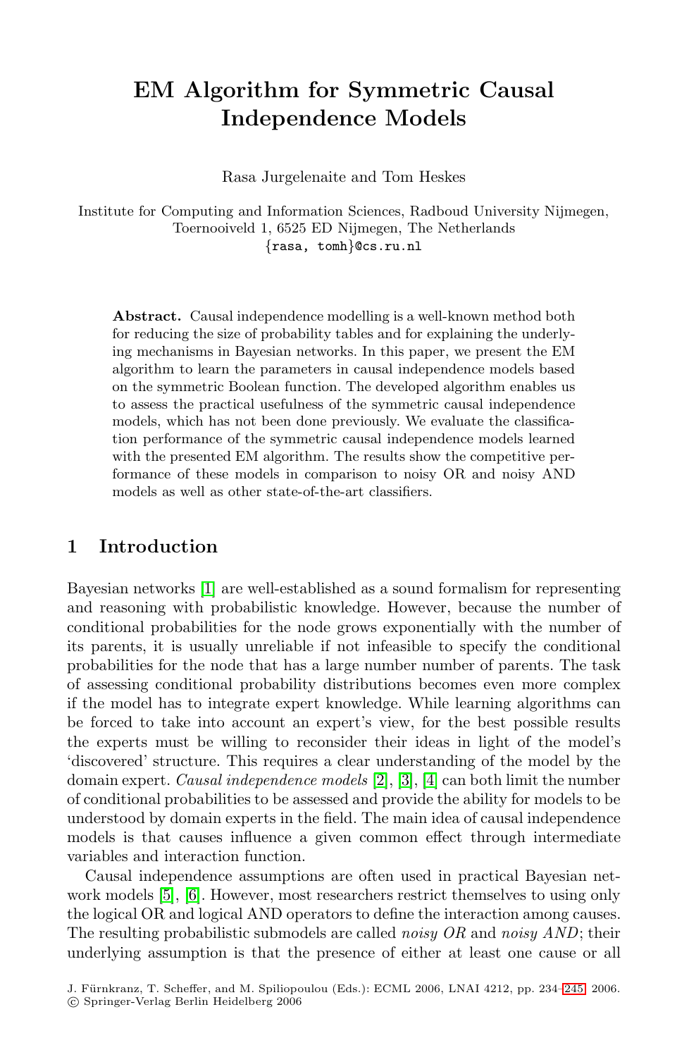# EM Algorithm for Symmetric Causal Independence Models

Rasa Jurgelenaite and Tom Heskes

Institute for Computing and Information Sciences, Radboud University Nijmegen, Toernooiveld 1, 6525 ED Nijmegen, The Netherlands
{rasa, tomh}@cs.ru.nl

**Abstract.** Causal independence modelling is a well-known method both for reducing the size of probability tables and for explaining the underlying mechanisms in Bayesian networks. In this paper, we present the EM algorithm to learn the parameters in causal independence models based on the symmetric Boolean function. The developed algorithm enables us to assess the practical usefulness of the symmetric causal independence models, which has not been done previously. We evaluate the classification performance of the symmetric causal independence models learned with the presented EM algorithm. The results show the competitive performance of these models in comparison to noisy OR and noisy AND models as well as other state-of-the-art classifiers.

## 1 Introduction

Bayesian networks [1] are well-established as a sound formalism for representing and reasoning with probabilistic knowledge. However, because the number of conditional probabilities for the node grows exponentially with the number of its parents, it is usually unreliable if not infeasible to specify the conditional probabilities for the node that has a large number number of parents. The task of assessing conditional probability distributions becomes even more complex if the model has to integrate expert knowledge. While learning algorithms can be forced to take into account an expert's view, for the best possible results the experts must be willing to reconsider their ideas in light of the model's 'discovered' structure. This requires a clear understanding of the model by the domain expert. *Causal independence models* [2], [3], [4] can both limit the number of conditional probabilities to be assessed and provide the ability for models to be understood by domain experts in the field. The main idea of causal independence models is that causes influence a given common effect through intermediate variables and interaction function.

Causal independence assumptions are often used in practical Bayesian network models [5], [6]. However, most researchers restrict themselves to using only the logical OR and logical AND operators to define the interaction among causes. The resulting probabilistic submodels are called *noisy OR* and *noisy AND*; their underlying assumption is that the presence of either at least one cause or all

J. Fürnkranz, T. Scheffer, and M. Spiliopoulou (Eds.): ECML 2006, LNAI 4212, pp. 234–245, 2006.
© Springer-Verlag Berlin Heidelberg 2006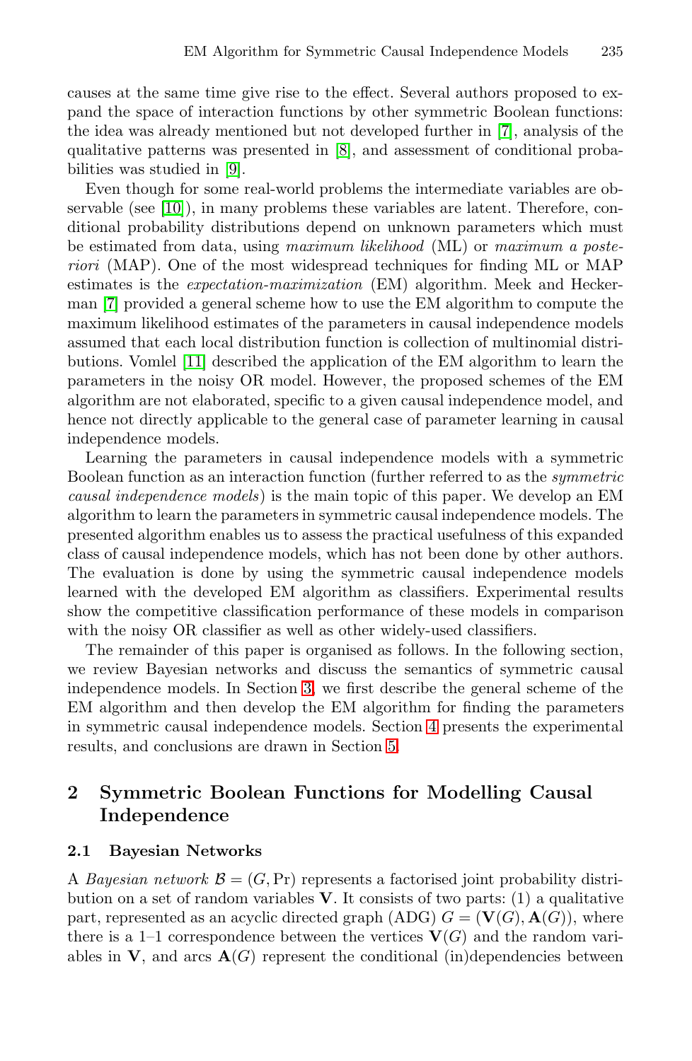causes at the same time give rise to the effect. Several authors proposed to expand the space of interaction functions by other symmetric Boolean functions: the idea was already mentioned but not developed further in [7], analysis of the qualitative patterns was presented in [8], and assessment of conditional probabilities was studied in [9].

Even though for some real-world problems the intermediate variables are observable (see [10]), in many problems these variables are latent. Therefore, conditional probability distributions depend on unknown parameters which must be estimated from data, using *maximum likelihood* (ML) or *maximum a posteriori* (MAP). One of the most widespread techniques for finding ML or MAP estimates is the *expectation-maximization* (EM) algorithm. Meek and Heckerman [7] provided a general scheme how to use the EM algorithm to compute the maximum likelihood estimates of the parameters in causal independence models assumed that each local distribution function is collection of multinomial distributions. Vomlel [11] described the application of the EM algorithm to learn the parameters in the noisy OR model. However, the proposed schemes of the EM algorithm are not elaborated, specific to a given causal independence model, and hence not directly applicable to the general case of parameter learning in causal independence models.

Learning the parameters in causal independence models with a symmetric Boolean function as an interaction function (further referred to as the *symmetric causal independence models*) is the main topic of this paper. We develop an EM algorithm to learn the parameters in symmetric causal independence models. The presented algorithm enables us to assess the practical usefulness of this expanded class of causal independence models, which has not been done by other authors. The evaluation is done by using the symmetric causal independence models learned with the developed EM algorithm as classifiers. Experimental results show the competitive classification performance of these models in comparison with the noisy OR classifier as well as other widely-used classifiers.

The remainder of this paper is organised as follows. In the following section, we review Bayesian networks and discuss the semantics of symmetric causal independence models. In Section 3, we first describe the general scheme of the EM algorithm and then develop the EM algorithm for finding the parameters in symmetric causal independence models. Section 4 presents the experimental results, and conclusions are drawn in Section 5.

## 2 Symmetric Boolean Functions for Modelling Causal Independence

### 2.1 Bayesian Networks

A *Bayesian network* $\mathcal{B} = (G, \Pr)$ represents a factorised joint probability distribution on a set of random variables $\mathbf{V}$. It consists of two parts: (1) a qualitative part, represented as an acyclic directed graph (ADG) $G = (\mathbf{V}(G), \mathbf{A}(G))$, where there is a 1–1 correspondence between the vertices $\mathbf{V}(G)$ and the random variables in $\mathbf{V}$, and arcs $\mathbf{A}(G)$ represent the conditional (in)dependencies between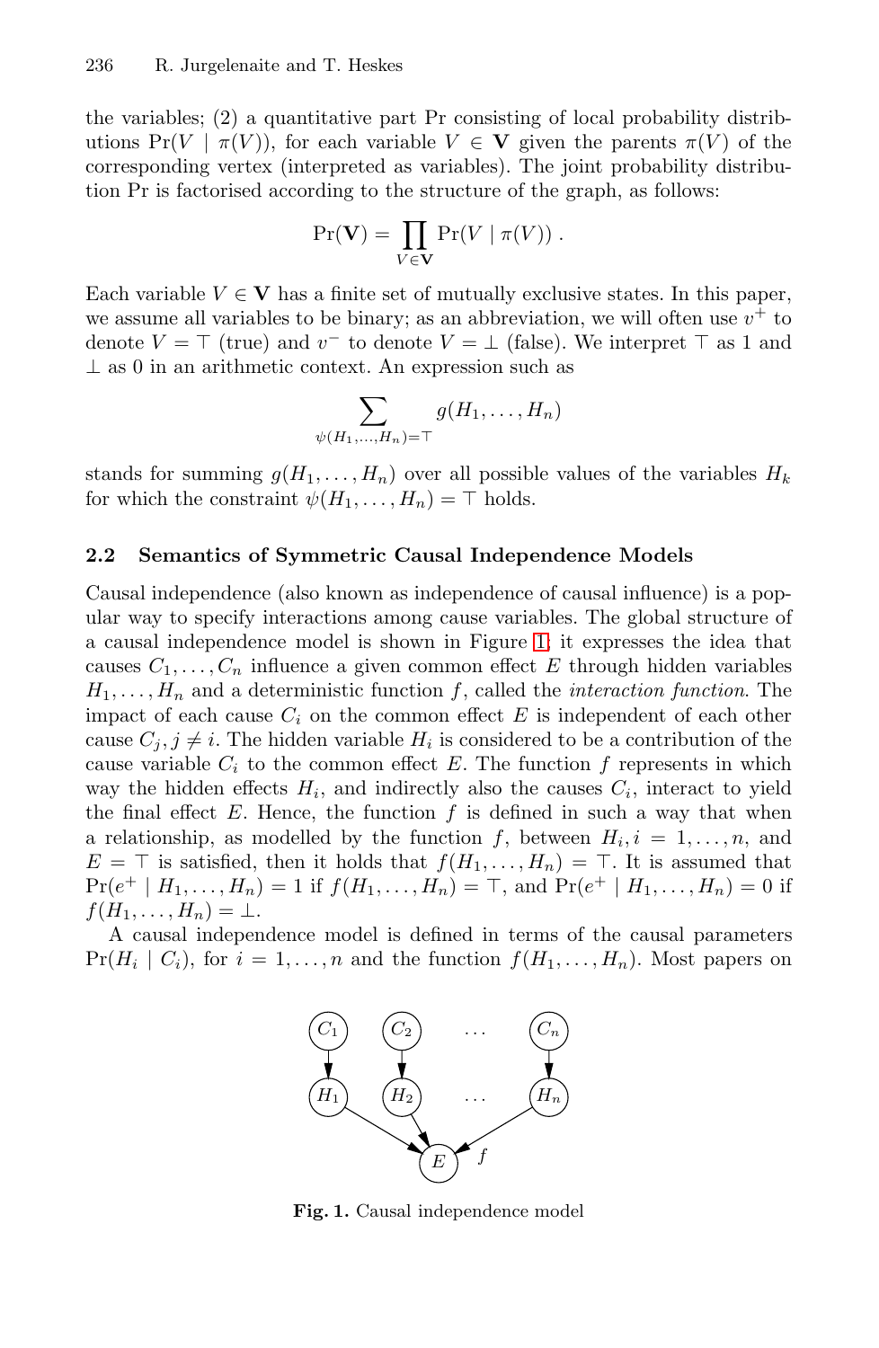the variables; (2) a quantitative part Pr consisting of local probability distributions $\Pr(V \mid \pi(V))$, for each variable $V \in \mathbf{V}$ given the parents $\pi(V)$ of the corresponding vertex (interpreted as variables). The joint probability distribution Pr is factorised according to the structure of the graph, as follows:

$$\Pr(\mathbf{V}) = \prod_{V \in \mathbf{V}} \Pr(V \mid \pi(V)) \, .$$

Each variable $V \in \mathbf{V}$ has a finite set of mutually exclusive states. In this paper, we assume all variables to be binary; as an abbreviation, we will often use $v^+$ to denote $V = \top$ (true) and $v^-$ to denote $V = \bot$ (false). We interpret $\top$ as 1 and $\bot$ as 0 in an arithmetic context. An expression such as

$$\sum_{\psi(H_1,\ldots,H_n)=\top} g(H_1, \ldots, H_n)$$

stands for summing $g(H_1, \ldots, H_n)$ over all possible values of the variables $H_k$ for which the constraint $\psi(H_1, \ldots, H_n) = \top$ holds.

### 2.2 Semantics of Symmetric Causal Independence Models

Causal independence (also known as independence of causal influence) is a popular way to specify interactions among cause variables. The global structure of a causal independence model is shown in Figure 1; it expresses the idea that causes $C_1, \ldots, C_n$ influence a given common effect $E$ through hidden variables $H_1, \ldots, H_n$ and a deterministic function $f$, called the *interaction function*. The impact of each cause $C_i$ on the common effect $E$ is independent of each other cause $C_j, j \neq i$. The hidden variable $H_i$ is considered to be a contribution of the cause variable $C_i$ to the common effect $E$. The function $f$ represents in which way the hidden effects $H_i$, and indirectly also the causes $C_i$, interact to yield the final effect $E$. Hence, the function $f$ is defined in such a way that when a relationship, as modelled by the function $f$, between $H_i, i = 1, \ldots, n$, and $E = \top$ is satisfied, then it holds that $f(H_1, \ldots, H_n) = \top$. It is assumed that $\Pr(e^+ \mid H_1, \ldots, H_n) = 1$ if $f(H_1, \ldots, H_n) = \top$, and $\Pr(e^+ \mid H_1, \ldots, H_n) = 0$ if $f(H_1, \ldots, H_n) = \bot$.

A causal independence model is defined in terms of the causal parameters $\Pr(H_i \mid C_i)$, for $i = 1, \ldots, n$ and the function $f(H_1, \ldots, H_n)$. Most papers on

**Fig. 1.** Causal independence model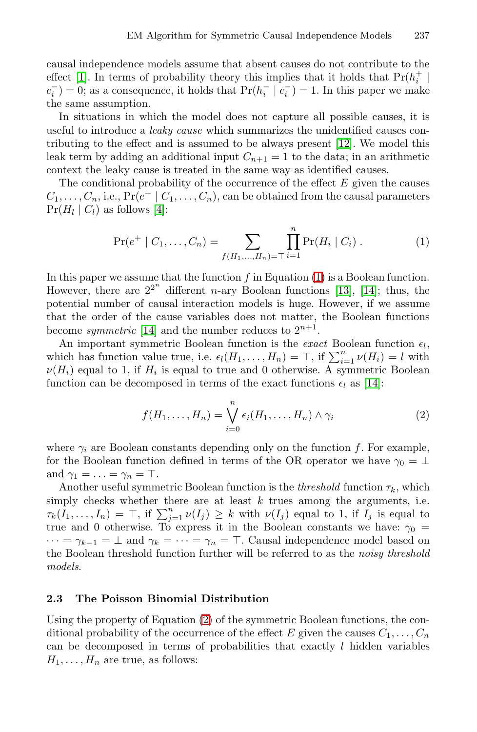causal independence models assume that absent causes do not contribute to the effect [1]. In terms of probability theory this implies that it holds that $\Pr(h_i^+ \mid c_i^-) = 0$; as a consequence, it holds that $\Pr(h_i^- \mid c_i^-) = 1$. In this paper we make the same assumption.

In situations in which the model does not capture all possible causes, it is useful to introduce a *leaky cause* which summarizes the unidentified causes contributing to the effect and is assumed to be always present [12]. We model this leak term by adding an additional input $C_{n+1} = 1$ to the data; in an arithmetic context the leaky cause is treated in the same way as identified causes.

The conditional probability of the occurrence of the effect $E$ given the causes $C_1, \ldots, C_n$, i.e., $\Pr(e^+ \mid C_1, \ldots, C_n)$, can be obtained from the causal parameters $\Pr(H_l \mid C_l)$ as follows [4]:

$$\Pr(e^+ \mid C_1, \ldots, C_n) = \sum_{f(H_1,\ldots,H_n)=\top} \prod_{i=1}^{n} \Pr(H_i \mid C_i) \,. \tag{1}$$

In this paper we assume that the function $f$ in Equation (1) is a Boolean function. However, there are $2^{2^n}$ different $n$-ary Boolean functions [13], [14]; thus, the potential number of causal interaction models is huge. However, if we assume that the order of the cause variables does not matter, the Boolean functions become *symmetric* [14] and the number reduces to $2^{n+1}$.

An important symmetric Boolean function is the *exact* Boolean function $\epsilon_l$, which has function value true, i.e. $\epsilon_l(H_1, \ldots, H_n) = \top$, if $\sum_{i=1}^{n} \nu(H_i) = l$ with $\nu(H_i)$ equal to 1, if $H_i$ is equal to true and 0 otherwise. A symmetric Boolean function can be decomposed in terms of the exact functions $\epsilon_l$ as [14]:

$$f(H_1, \ldots, H_n) = \bigvee_{i=0}^{n} \epsilon_i(H_1, \ldots, H_n) \wedge \gamma_i \tag{2}$$

where $\gamma_i$ are Boolean constants depending only on the function $f$. For example, for the Boolean function defined in terms of the OR operator we have $\gamma_0 = \bot$ and $\gamma_1 = \ldots = \gamma_n = \top$.

Another useful symmetric Boolean function is the *threshold* function $\tau_k$, which simply checks whether there are at least $k$ trues among the arguments, i.e. $\tau_k(I_1, \ldots, I_n) = \top$, if $\sum_{j=1}^{n} \nu(I_j) \geq k$ with $\nu(I_j)$ equal to 1, if $I_j$ is equal to true and 0 otherwise. To express it in the Boolean constants we have: $\gamma_0 = \cdots = \gamma_{k-1} = \bot$ and $\gamma_k = \cdots = \gamma_n = \top$. Causal independence model based on the Boolean threshold function further will be referred to as the *noisy threshold models*.

### 2.3 The Poisson Binomial Distribution

Using the property of Equation (2) of the symmetric Boolean functions, the conditional probability of the occurrence of the effect $E$ given the causes $C_1, \ldots, C_n$ can be decomposed in terms of probabilities that exactly $l$ hidden variables $H_1, \ldots, H_n$ are true, as follows: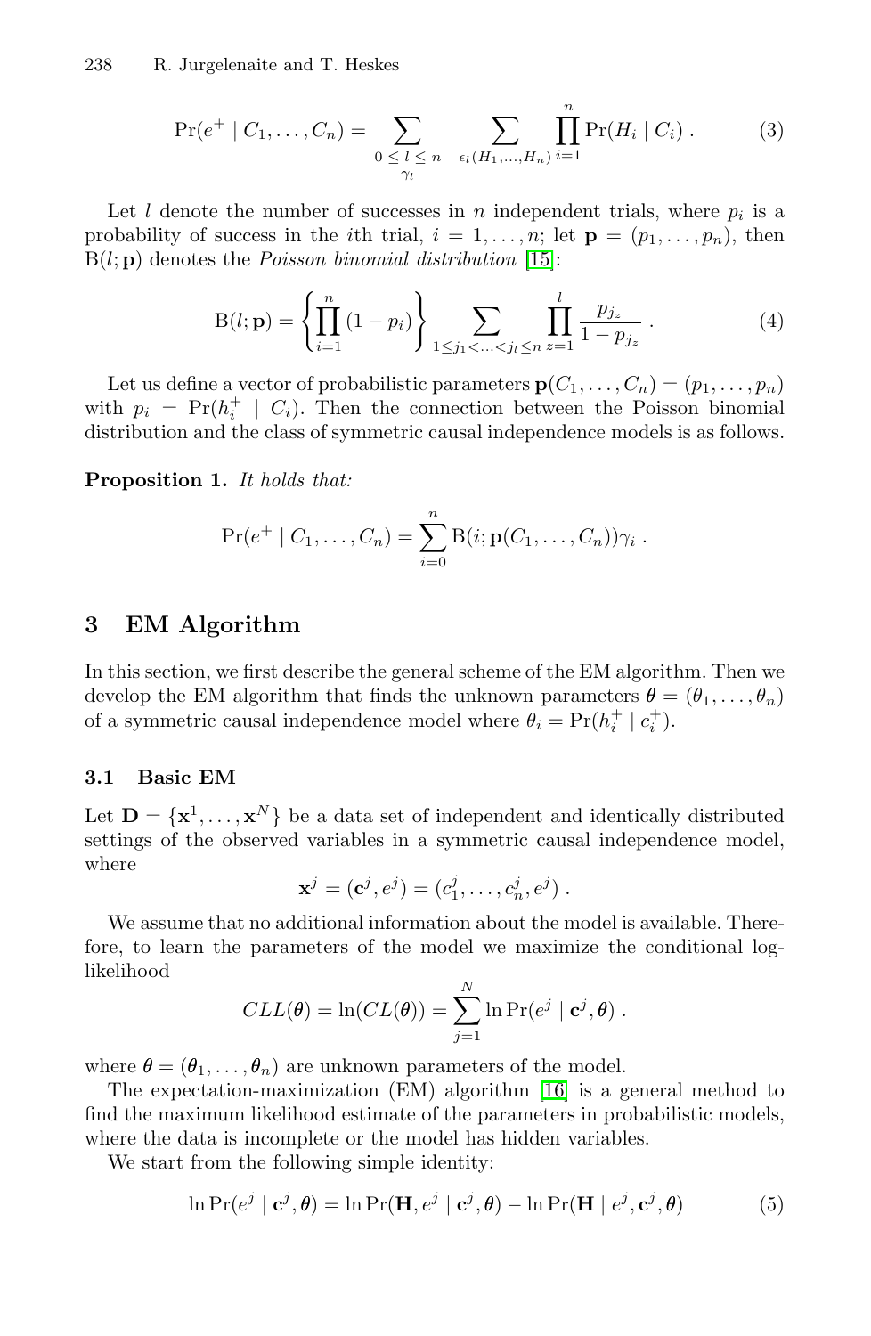$$\Pr(e^+ \mid C_1, \ldots, C_n) = \sum_{\substack{0 \le l \le n \\ \gamma_l}} \sum_{\epsilon_l(H_1,\ldots,H_n)} \prod_{i=1}^{n} \Pr(H_i \mid C_i) \,. \tag{3}$$

Let $l$ denote the number of successes in $n$ independent trials, where $p_i$ is a probability of success in the $i$th trial, $i = 1, \ldots, n$; let $\mathbf{p} = (p_1, \ldots, p_n)$, then $\mathrm{B}(l; \mathbf{p})$ denotes the *Poisson binomial distribution* [15]:

$$\mathrm{B}(l; \mathbf{p}) = \left\{ \prod_{i=1}^{n} (1 - p_i) \right\} \sum_{1 \le j_1 < \ldots < j_l \le n} \prod_{z=1}^{l} \frac{p_{j_z}}{1 - p_{j_z}} \,. \tag{4}$$

Let us define a vector of probabilistic parameters $\mathbf{p}(C_1, \ldots, C_n) = (p_1, \ldots, p_n)$ with $p_i = \Pr(h_i^+ \mid C_i)$. Then the connection between the Poisson binomial distribution and the class of symmetric causal independence models is as follows.

**Proposition 1.** *It holds that:*

$$\Pr(e^+ \mid C_1, \ldots, C_n) = \sum_{i=0}^{n} \mathrm{B}(i; \mathbf{p}(C_1, \ldots, C_n)) \gamma_i \,.$$

## 3 EM Algorithm

In this section, we first describe the general scheme of the EM algorithm. Then we develop the EM algorithm that finds the unknown parameters $\boldsymbol{\theta} = (\theta_1, \ldots, \theta_n)$ of a symmetric causal independence model where $\theta_i = \Pr(h_i^+ \mid c_i^+)$.

### 3.1 Basic EM

Let $\mathbf{D} = \{\mathbf{x}^1, \ldots, \mathbf{x}^N\}$ be a data set of independent and identically distributed settings of the observed variables in a symmetric causal independence model, where

$$\mathbf{x}^j = (\mathbf{c}^j, e^j) = (c_1^j, \ldots, c_n^j, e^j) \,.$$

We assume that no additional information about the model is available. Therefore, to learn the parameters of the model we maximize the conditional log-likelihood

$$CLL(\boldsymbol{\theta}) = \ln(CL(\boldsymbol{\theta})) = \sum_{j=1}^{N} \ln \Pr(e^j \mid \mathbf{c}^j, \boldsymbol{\theta}) \,.$$

where $\boldsymbol{\theta} = (\theta_1, \ldots, \theta_n)$ are unknown parameters of the model.

The expectation-maximization (EM) algorithm [16] is a general method to find the maximum likelihood estimate of the parameters in probabilistic models, where the data is incomplete or the model has hidden variables.

We start from the following simple identity:

$$\ln \Pr(e^j \mid \mathbf{c}^j, \boldsymbol{\theta}) = \ln \Pr(\mathbf{H}, e^j \mid \mathbf{c}^j, \boldsymbol{\theta}) - \ln \Pr(\mathbf{H} \mid e^j, \mathbf{c}^j, \boldsymbol{\theta}) \tag{5}$$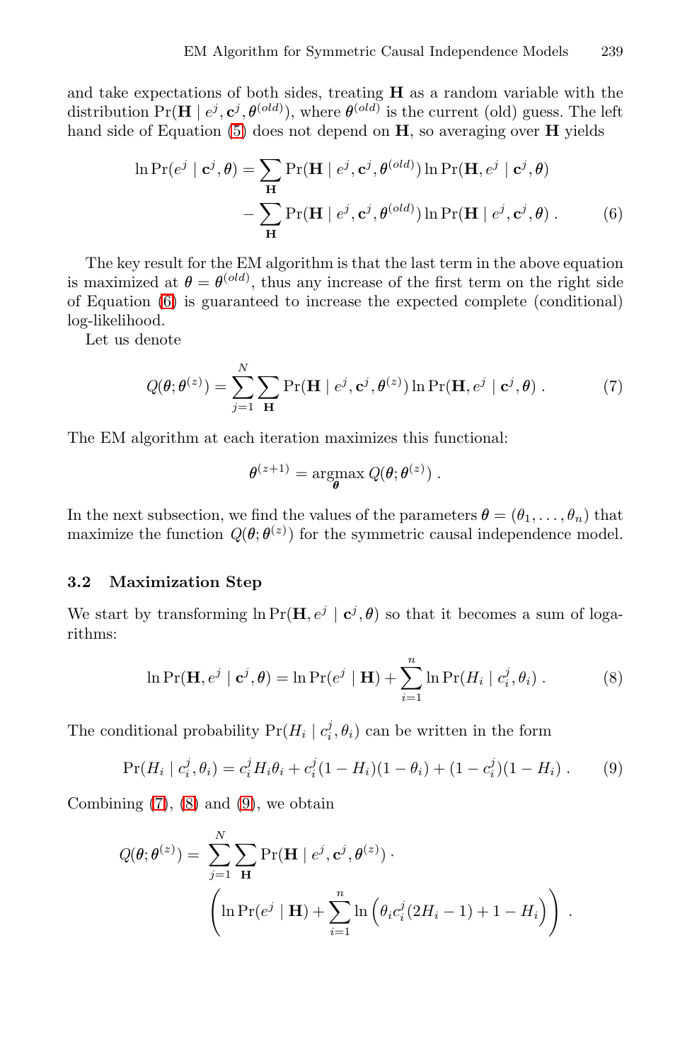and take expectations of both sides, treating $\mathbf{H}$ as a random variable with the distribution $\Pr(\mathbf{H} \mid e^j, \mathbf{c}^j, \boldsymbol{\theta}^{(old)})$, where $\boldsymbol{\theta}^{(old)}$ is the current (old) guess. The left hand side of Equation (5) does not depend on $\mathbf{H}$, so averaging over $\mathbf{H}$ yields

$$
\begin{aligned}
\ln \Pr(e^j \mid \mathbf{c}^j, \boldsymbol{\theta}) = & \sum_{\mathbf{H}} \Pr(\mathbf{H} \mid e^j, \mathbf{c}^j, \boldsymbol{\theta}^{(old)}) \ln \Pr(\mathbf{H}, e^j \mid \mathbf{c}^j, \boldsymbol{\theta}) \\
& - \sum_{\mathbf{H}} \Pr(\mathbf{H} \mid e^j, \mathbf{c}^j, \boldsymbol{\theta}^{(old)}) \ln \Pr(\mathbf{H} \mid e^j, \mathbf{c}^j, \boldsymbol{\theta}) \ . \qquad (6)
\end{aligned}
$$

The key result for the EM algorithm is that the last term in the above equation is maximized at $\boldsymbol{\theta} = \boldsymbol{\theta}^{(old)}$, thus any increase of the first term on the right side of Equation (6) is guaranteed to increase the expected complete (conditional) log-likelihood.

Let us denote

$$
Q(\boldsymbol{\theta}; \boldsymbol{\theta}^{(z)}) = \sum_{j=1}^{N} \sum_{\mathbf{H}} \Pr(\mathbf{H} \mid e^j, \mathbf{c}^j, \boldsymbol{\theta}^{(z)}) \ln \Pr(\mathbf{H}, e^j \mid \mathbf{c}^j, \boldsymbol{\theta}) \ . \qquad (7)
$$

The EM algorithm at each iteration maximizes this functional:

$$
\boldsymbol{\theta}^{(z+1)} = \operatorname*{argmax}_{\boldsymbol{\theta}} Q(\boldsymbol{\theta}; \boldsymbol{\theta}^{(z)}) \ .
$$

In the next subsection, we find the values of the parameters $\boldsymbol{\theta} = (\theta_1, \ldots, \theta_n)$ that maximize the function $Q(\boldsymbol{\theta}; \boldsymbol{\theta}^{(z)})$ for the symmetric causal independence model.

### 3.2 Maximization Step

We start by transforming $\ln \Pr(\mathbf{H}, e^j \mid \mathbf{c}^j, \boldsymbol{\theta})$ so that it becomes a sum of logarithms:

$$
\ln \Pr(\mathbf{H}, e^j \mid \mathbf{c}^j, \boldsymbol{\theta}) = \ln \Pr(e^j \mid \mathbf{H}) + \sum_{i=1}^{n} \ln \Pr(H_i \mid c_i^j, \theta_i) \ . \qquad (8)
$$

The conditional probability $\Pr(H_i \mid c_i^j, \theta_i)$ can be written in the form

$$
\Pr(H_i \mid c_i^j, \theta_i) = c_i^j H_i \theta_i + c_i^j (1 - H_i)(1 - \theta_i) + (1 - c_i^j)(1 - H_i) \ . \qquad (9)
$$

Combining (7), (8) and (9), we obtain

$$
\begin{aligned}
Q(\boldsymbol{\theta}; \boldsymbol{\theta}^{(z)}) = & \sum_{j=1}^{N} \sum_{\mathbf{H}} \Pr(\mathbf{H} \mid e^j, \mathbf{c}^j, \boldsymbol{\theta}^{(z)}) \cdot \\
& \left( \ln \Pr(e^j \mid \mathbf{H}) + \sum_{i=1}^{n} \ln \left( \theta_i c_i^j (2H_i - 1) + 1 - H_i \right) \right) \ .
\end{aligned}
$$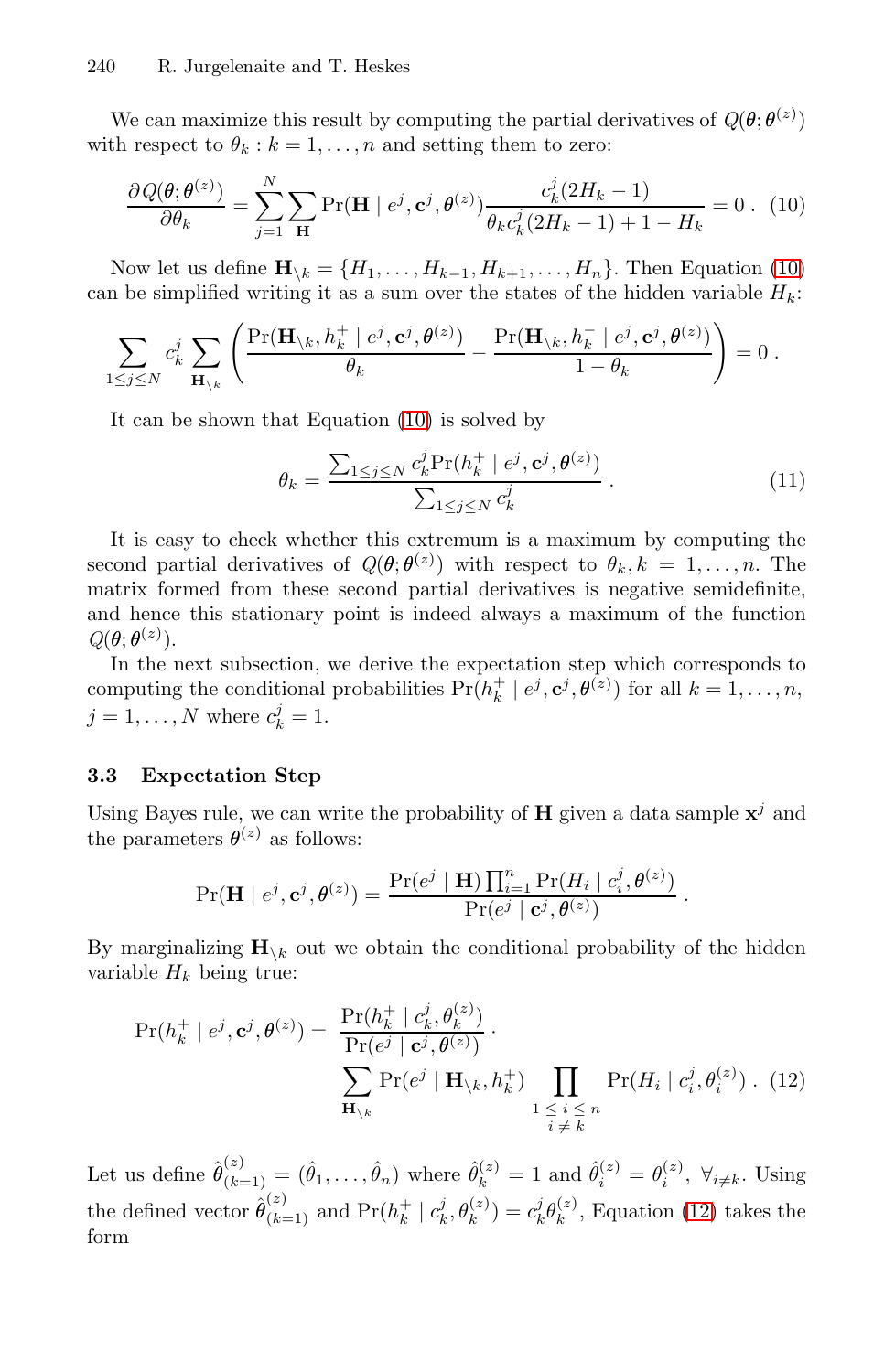We can maximize this result by computing the partial derivatives of $Q(\boldsymbol{\theta};\boldsymbol{\theta}^{(z)})$ with respect to $\theta_k : k = 1,\ldots,n$ and setting them to zero:

$$\frac{\partial Q(\boldsymbol{\theta};\boldsymbol{\theta}^{(z)})}{\partial \theta_k} = \sum_{j=1}^{N} \sum_{\mathbf{H}} \Pr(\mathbf{H} \mid e^j, \mathbf{c}^j, \boldsymbol{\theta}^{(z)}) \frac{c_k^j (2H_k - 1)}{\theta_k c_k^j (2H_k - 1) + 1 - H_k} = 0 \,. \quad (10)$$

Now let us define $\mathbf{H}_{\setminus k} = \{H_1, \ldots, H_{k-1}, H_{k+1}, \ldots, H_n\}$. Then Equation (10) can be simplified writing it as a sum over the states of the hidden variable $H_k$:

$$\sum_{1 \leq j \leq N} c_k^j \sum_{\mathbf{H}_{\setminus k}} \left( \frac{\Pr(\mathbf{H}_{\setminus k}, h_k^+ \mid e^j, \mathbf{c}^j, \boldsymbol{\theta}^{(z)})}{\theta_k} - \frac{\Pr(\mathbf{H}_{\setminus k}, h_k^- \mid e^j, \mathbf{c}^j, \boldsymbol{\theta}^{(z)})}{1 - \theta_k} \right) = 0 \,.$$

It can be shown that Equation (10) is solved by

$$\theta_k = \frac{\sum_{1 \leq j \leq N} c_k^j \Pr(h_k^+ \mid e^j, \mathbf{c}^j, \boldsymbol{\theta}^{(z)})}{\sum_{1 \leq j \leq N} c_k^j} \,. \quad (11)$$

It is easy to check whether this extremum is a maximum by computing the second partial derivatives of $Q(\boldsymbol{\theta};\boldsymbol{\theta}^{(z)})$ with respect to $\theta_k, k = 1,\ldots,n$. The matrix formed from these second partial derivatives is negative semidefinite, and hence this stationary point is indeed always a maximum of the function $Q(\boldsymbol{\theta};\boldsymbol{\theta}^{(z)})$.

In the next subsection, we derive the expectation step which corresponds to computing the conditional probabilities $\Pr(h_k^+ \mid e^j, \mathbf{c}^j, \boldsymbol{\theta}^{(z)})$ for all $k = 1,\ldots,n$, $j = 1,\ldots,N$ where $c_k^j = 1$.

### 3.3 Expectation Step

Using Bayes rule, we can write the probability of $\mathbf{H}$ given a data sample $\mathbf{x}^j$ and the parameters $\boldsymbol{\theta}^{(z)}$ as follows:

$$\Pr(\mathbf{H} \mid e^j, \mathbf{c}^j, \boldsymbol{\theta}^{(z)}) = \frac{\Pr(e^j \mid \mathbf{H}) \prod_{i=1}^{n} \Pr(H_i \mid c_i^j, \boldsymbol{\theta}^{(z)})}{\Pr(e^j \mid \mathbf{c}^j, \boldsymbol{\theta}^{(z)})} \,.$$

By marginalizing $\mathbf{H}_{\setminus k}$ out we obtain the conditional probability of the hidden variable $H_k$ being true:

$$\Pr(h_k^+ \mid e^j, \mathbf{c}^j, \boldsymbol{\theta}^{(z)}) = \frac{\Pr(h_k^+ \mid c_k^j, \theta_k^{(z)})}{\Pr(e^j \mid \mathbf{c}^j, \boldsymbol{\theta}^{(z)})} \cdot \sum_{\mathbf{H}_{\setminus k}} \Pr(e^j \mid \mathbf{H}_{\setminus k}, h_k^+) \prod_{\substack{1 \leq i \leq n \\ i \neq k}} \Pr(H_i \mid c_i^j, \theta_i^{(z)}) \,. \quad (12)$$

Let us define $\hat{\boldsymbol{\theta}}_{(k=1)}^{(z)} = (\hat{\theta}_1, \ldots, \hat{\theta}_n)$ where $\hat{\theta}_k^{(z)} = 1$ and $\hat{\theta}_i^{(z)} = \theta_i^{(z)}$, $\forall_{i \neq k}$. Using the defined vector $\hat{\boldsymbol{\theta}}_{(k=1)}^{(z)}$ and $\Pr(h_k^+ \mid c_k^j, \theta_k^{(z)}) = c_k^j \theta_k^{(z)}$, Equation (12) takes the form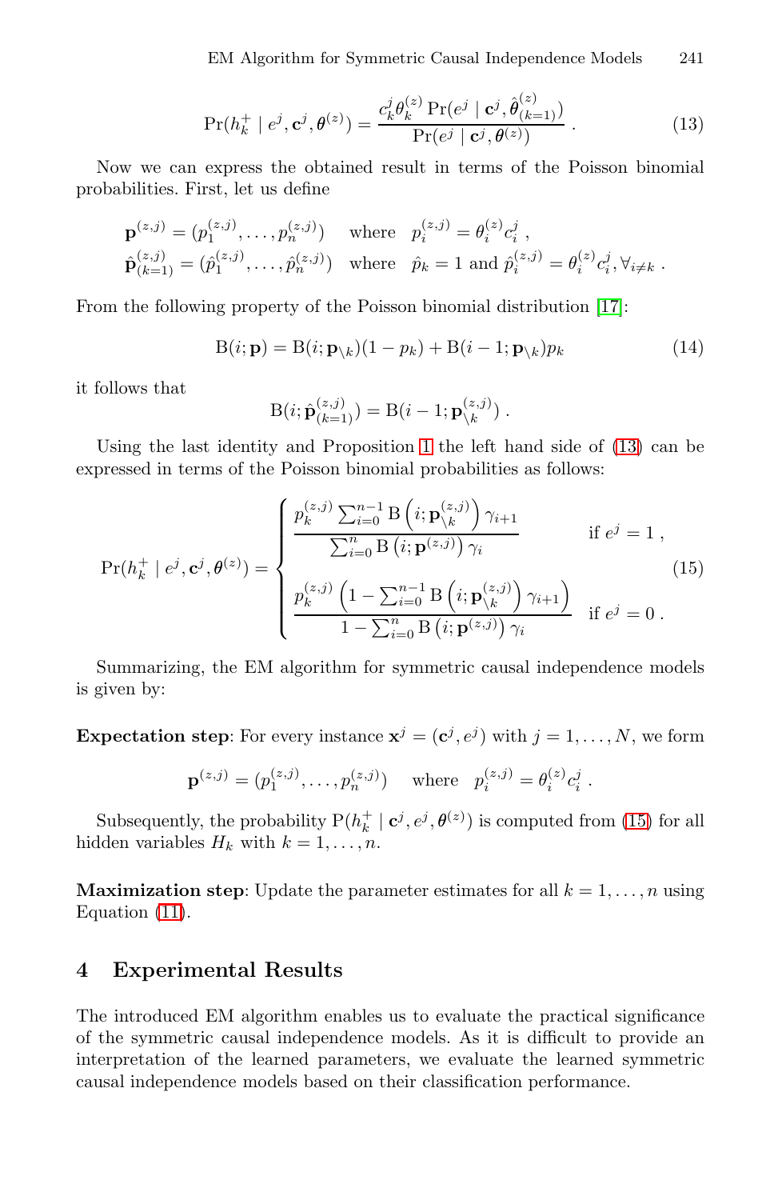$$\Pr(h_k^+ \mid e^j, \mathbf{c}^j, \boldsymbol{\theta}^{(z)}) = \frac{c_k^j \theta_k^{(z)} \Pr(e^j \mid \mathbf{c}^j, \hat{\boldsymbol{\theta}}_{(k=1)}^{(z)})}{\Pr(e^j \mid \mathbf{c}^j, \boldsymbol{\theta}^{(z)})} \,. \tag{13}$$

Now we can express the obtained result in terms of the Poisson binomial probabilities. First, let us define

$$\begin{aligned}
\mathbf{p}^{(z,j)} &= (p_1^{(z,j)}, \ldots, p_n^{(z,j)}) \quad \text{where} \quad p_i^{(z,j)} = \theta_i^{(z)} c_i^j \,, \\
\hat{\mathbf{p}}_{(k=1)}^{(z,j)} &= (\hat{p}_1^{(z,j)}, \ldots, \hat{p}_n^{(z,j)}) \quad \text{where} \quad \hat{p}_k = 1 \text{ and } \hat{p}_i^{(z,j)} = \theta_i^{(z)} c_i^j, \forall_{i \neq k} \,.
\end{aligned}$$

From the following property of the Poisson binomial distribution [17]:

$$\mathrm{B}(i; \mathbf{p}) = \mathrm{B}(i; \mathbf{p}_{\setminus k})(1 - p_k) + \mathrm{B}(i-1; \mathbf{p}_{\setminus k}) p_k \tag{14}$$

it follows that

$$\mathrm{B}(i; \hat{\mathbf{p}}_{(k=1)}^{(z,j)}) = \mathrm{B}(i-1; \mathbf{p}_{\setminus k}^{(z,j)}) \,.$$

Using the last identity and Proposition 1 the left hand side of (13) can be expressed in terms of the Poisson binomial probabilities as follows:

$$\Pr(h_k^+ \mid e^j, \mathbf{c}^j, \boldsymbol{\theta}^{(z)}) = \begin{cases} \dfrac{p_k^{(z,j)} \sum_{i=0}^{n-1} \mathrm{B}\left(i; \mathbf{p}_{\setminus k}^{(z,j)}\right) \gamma_{i+1}}{\sum_{i=0}^{n} \mathrm{B}\left(i; \mathbf{p}^{(z,j)}\right) \gamma_i} & \text{if } e^j = 1 \,, \\[2ex] \dfrac{p_k^{(z,j)} \left(1 - \sum_{i=0}^{n-1} \mathrm{B}\left(i; \mathbf{p}_{\setminus k}^{(z,j)}\right) \gamma_{i+1}\right)}{1 - \sum_{i=0}^{n} \mathrm{B}\left(i; \mathbf{p}^{(z,j)}\right) \gamma_i} & \text{if } e^j = 0 \,. \end{cases} \tag{15}$$

Summarizing, the EM algorithm for symmetric causal independence models is given by:

**Expectation step**: For every instance $\mathbf{x}^j = (\mathbf{c}^j, e^j)$ with $j = 1, \ldots, N$, we form

$$\mathbf{p}^{(z,j)} = (p_1^{(z,j)}, \ldots, p_n^{(z,j)}) \quad \text{where} \quad p_i^{(z,j)} = \theta_i^{(z)} c_i^j \,.$$

Subsequently, the probability $\mathrm{P}(h_k^+ \mid \mathbf{c}^j, e^j, \boldsymbol{\theta}^{(z)})$ is computed from (15) for all hidden variables $H_k$ with $k = 1, \ldots, n$.

**Maximization step**: Update the parameter estimates for all $k = 1, \ldots, n$ using Equation (11).

## 4 Experimental Results

The introduced EM algorithm enables us to evaluate the practical significance of the symmetric causal independence models. As it is difficult to provide an interpretation of the learned parameters, we evaluate the learned symmetric causal independence models based on their classification performance.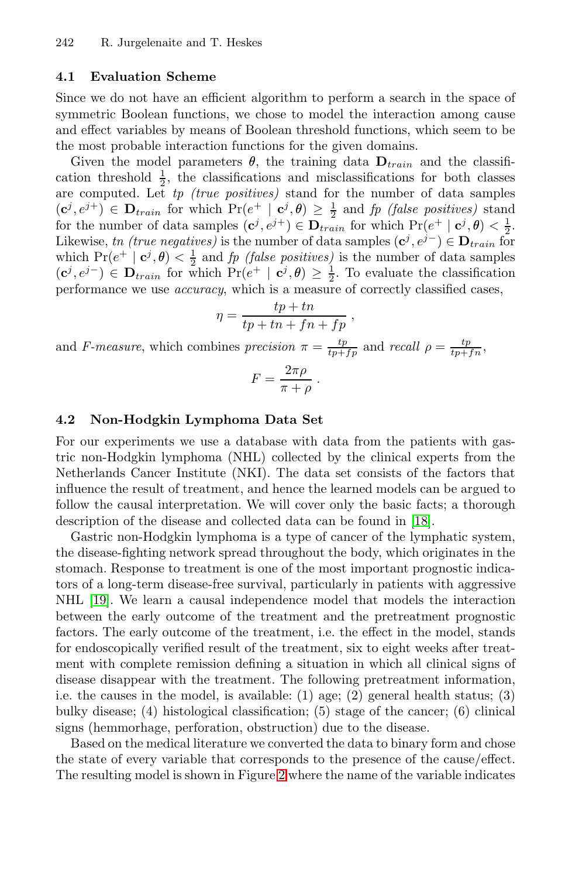### 4.1 Evaluation Scheme

Since we do not have an efficient algorithm to perform a search in the space of symmetric Boolean functions, we chose to model the interaction among cause and effect variables by means of Boolean threshold functions, which seem to be the most probable interaction functions for the given domains.

Given the model parameters $\boldsymbol{\theta}$, the training data $\mathbf{D}_{train}$ and the classification threshold $\frac{1}{2}$, the classifications and misclassifications for both classes are computed. Let *tp (true positives)* stand for the number of data samples $(\mathbf{c}^j, e^{j+}) \in \mathbf{D}_{train}$ for which $\Pr(e^+ \mid \mathbf{c}^j, \boldsymbol{\theta}) \geq \frac{1}{2}$ and *fp (false positives)* stand for the number of data samples $(\mathbf{c}^j, e^{j+}) \in \mathbf{D}_{train}$ for which $\Pr(e^+ \mid \mathbf{c}^j, \boldsymbol{\theta}) < \frac{1}{2}$. Likewise, *tn (true negatives)* is the number of data samples $(\mathbf{c}^j, e^{j-}) \in \mathbf{D}_{train}$ for which $\Pr(e^+ \mid \mathbf{c}^j, \boldsymbol{\theta}) < \frac{1}{2}$ and *fp (false positives)* is the number of data samples $(\mathbf{c}^j, e^{j-}) \in \mathbf{D}_{train}$ for which $\Pr(e^+ \mid \mathbf{c}^j, \boldsymbol{\theta}) \geq \frac{1}{2}$. To evaluate the classification performance we use *accuracy*, which is a measure of correctly classified cases,

$$\eta = \frac{tp + tn}{tp + tn + fn + fp} \;,$$

and *F-measure*, which combines *precision* $\pi = \frac{tp}{tp+fp}$ and *recall* $\rho = \frac{tp}{tp+fn}$,

$$F = \frac{2\pi\rho}{\pi + \rho} \;.$$

### 4.2 Non-Hodgkin Lymphoma Data Set

For our experiments we use a database with data from the patients with gastric non-Hodgkin lymphoma (NHL) collected by the clinical experts from the Netherlands Cancer Institute (NKI). The data set consists of the factors that influence the result of treatment, and hence the learned models can be argued to follow the causal interpretation. We will cover only the basic facts; a thorough description of the disease and collected data can be found in [18].

Gastric non-Hodgkin lymphoma is a type of cancer of the lymphatic system, the disease-fighting network spread throughout the body, which originates in the stomach. Response to treatment is one of the most important prognostic indicators of a long-term disease-free survival, particularly in patients with aggressive NHL [19]. We learn a causal independence model that models the interaction between the early outcome of the treatment and the pretreatment prognostic factors. The early outcome of the treatment, i.e. the effect in the model, stands for endoscopically verified result of the treatment, six to eight weeks after treatment with complete remission defining a situation in which all clinical signs of disease disappear with the treatment. The following pretreatment information, i.e. the causes in the model, is available: (1) age; (2) general health status; (3) bulky disease; (4) histological classification; (5) stage of the cancer; (6) clinical signs (hemmorhage, perforation, obstruction) due to the disease.

Based on the medical literature we converted the data to binary form and chose the state of every variable that corresponds to the presence of the cause/effect. The resulting model is shown in Figure 2 where the name of the variable indicates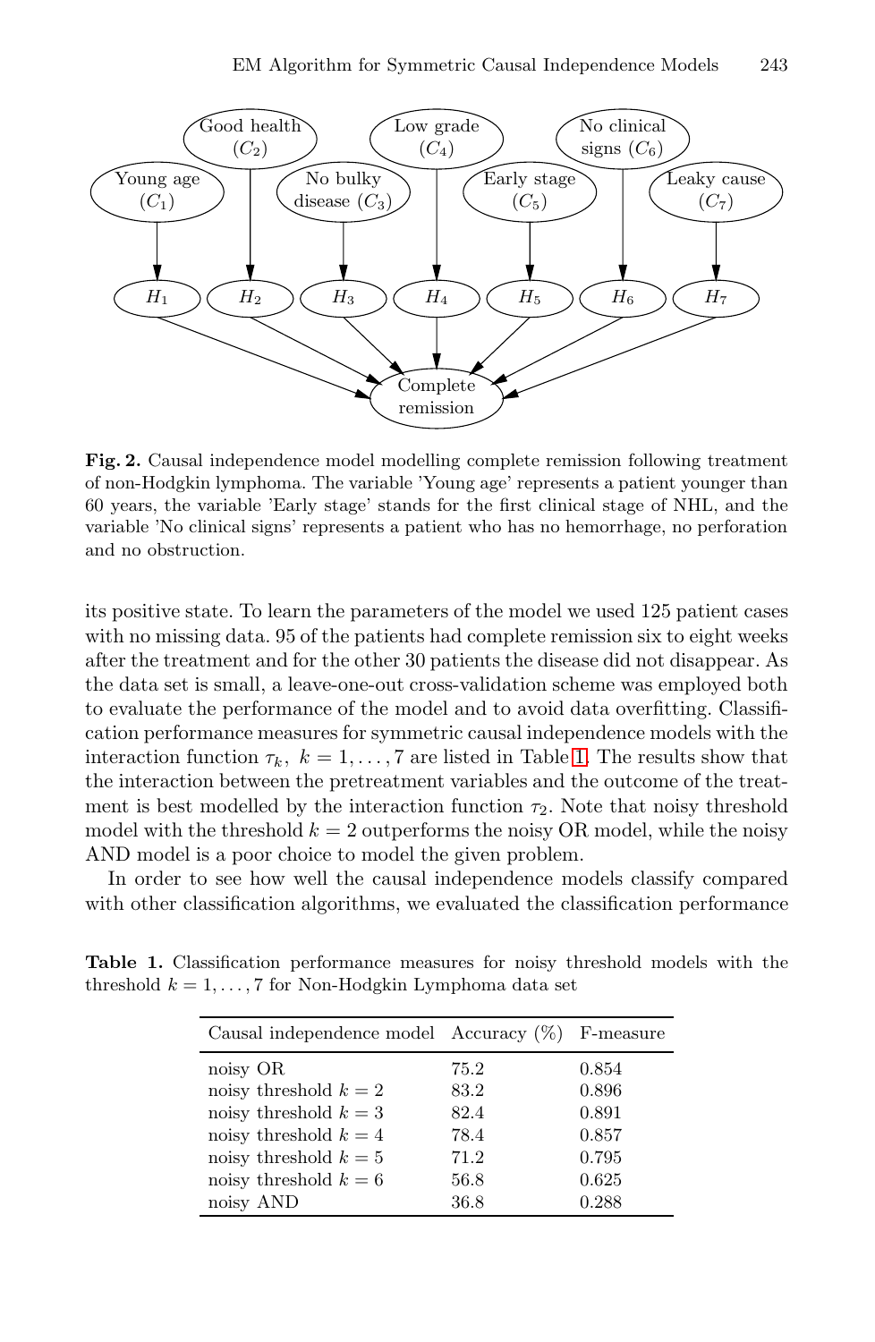**Fig. 2.** Causal independence model modelling complete remission following treatment of non-Hodgkin lymphoma. The variable 'Young age' represents a patient younger than 60 years, the variable 'Early stage' stands for the first clinical stage of NHL, and the variable 'No clinical signs' represents a patient who has no hemorrhage, no perforation and no obstruction.

its positive state. To learn the parameters of the model we used 125 patient cases with no missing data. 95 of the patients had complete remission six to eight weeks after the treatment and for the other 30 patients the disease did not disappear. As the data set is small, a leave-one-out cross-validation scheme was employed both to evaluate the performance of the model and to avoid data overfitting. Classification performance measures for symmetric causal independence models with the interaction function $\tau_k,\ k = 1, \ldots, 7$ are listed in Table 1. The results show that the interaction between the pretreatment variables and the outcome of the treatment is best modelled by the interaction function $\tau_2$. Note that noisy threshold model with the threshold $k = 2$ outperforms the noisy OR model, while the noisy AND model is a poor choice to model the given problem.

In order to see how well the causal independence models classify compared with other classification algorithms, we evaluated the classification performance

**Table 1.** Classification performance measures for noisy threshold models with the threshold $k = 1, \ldots, 7$ for Non-Hodgkin Lymphoma data set

| Causal independence model | Accuracy (%) | F-measure |
|---|---|---|
| noisy OR | 75.2 | 0.854 |
| noisy threshold $k = 2$ | 83.2 | 0.896 |
| noisy threshold $k = 3$ | 82.4 | 0.891 |
| noisy threshold $k = 4$ | 78.4 | 0.857 |
| noisy threshold $k = 5$ | 71.2 | 0.795 |
| noisy threshold $k = 6$ | 56.8 | 0.625 |
| noisy AND | 36.8 | 0.288 |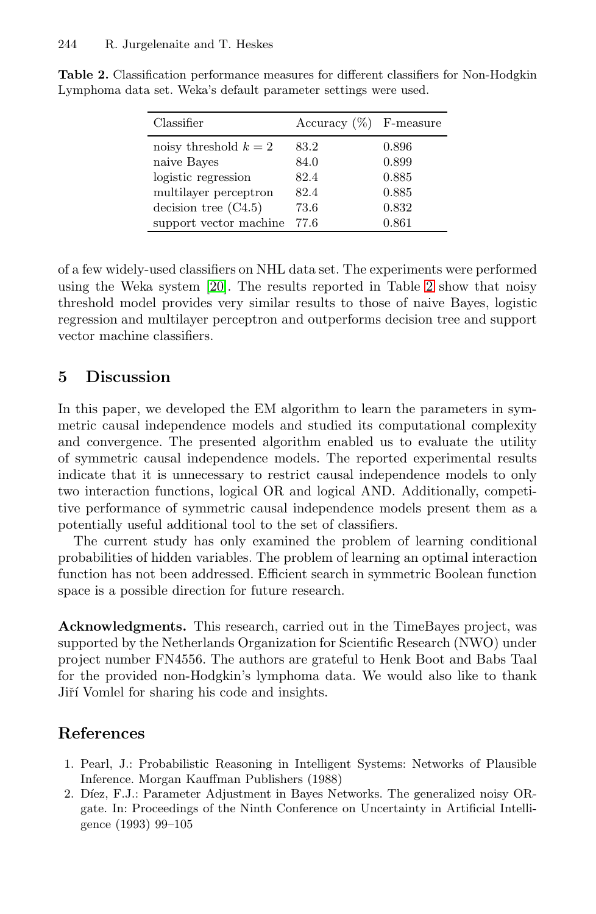**Table 2.** Classification performance measures for different classifiers for Non-Hodgkin Lymphoma data set. Weka's default parameter settings were used.

| Classifier | Accuracy (%) | F-measure |
|---|---|---|
| noisy threshold $k = 2$ | 83.2 | 0.896 |
| naive Bayes | 84.0 | 0.899 |
| logistic regression | 82.4 | 0.885 |
| multilayer perceptron | 82.4 | 0.885 |
| decision tree (C4.5) | 73.6 | 0.832 |
| support vector machine | 77.6 | 0.861 |

of a few widely-used classifiers on NHL data set. The experiments were performed using the Weka system [20]. The results reported in Table 2 show that noisy threshold model provides very similar results to those of naive Bayes, logistic regression and multilayer perceptron and outperforms decision tree and support vector machine classifiers.

## 5 Discussion

In this paper, we developed the EM algorithm to learn the parameters in symmetric causal independence models and studied its computational complexity and convergence. The presented algorithm enabled us to evaluate the utility of symmetric causal independence models. The reported experimental results indicate that it is unnecessary to restrict causal independence models to only two interaction functions, logical OR and logical AND. Additionally, competitive performance of symmetric causal independence models present them as a potentially useful additional tool to the set of classifiers.

The current study has only examined the problem of learning conditional probabilities of hidden variables. The problem of learning an optimal interaction function has not been addressed. Efficient search in symmetric Boolean function space is a possible direction for future research.

**Acknowledgments.** This research, carried out in the TimeBayes project, was supported by the Netherlands Organization for Scientific Research (NWO) under project number FN4556. The authors are grateful to Henk Boot and Babs Taal for the provided non-Hodgkin's lymphoma data. We would also like to thank Jiří Vomlel for sharing his code and insights.

## References

1. Pearl, J.: Probabilistic Reasoning in Intelligent Systems: Networks of Plausible Inference. Morgan Kauffman Publishers (1988)
2. Díez, F.J.: Parameter Adjustment in Bayes Networks. The generalized noisy OR-gate. In: Proceedings of the Ninth Conference on Uncertainty in Artificial Intelligence (1993) 99–105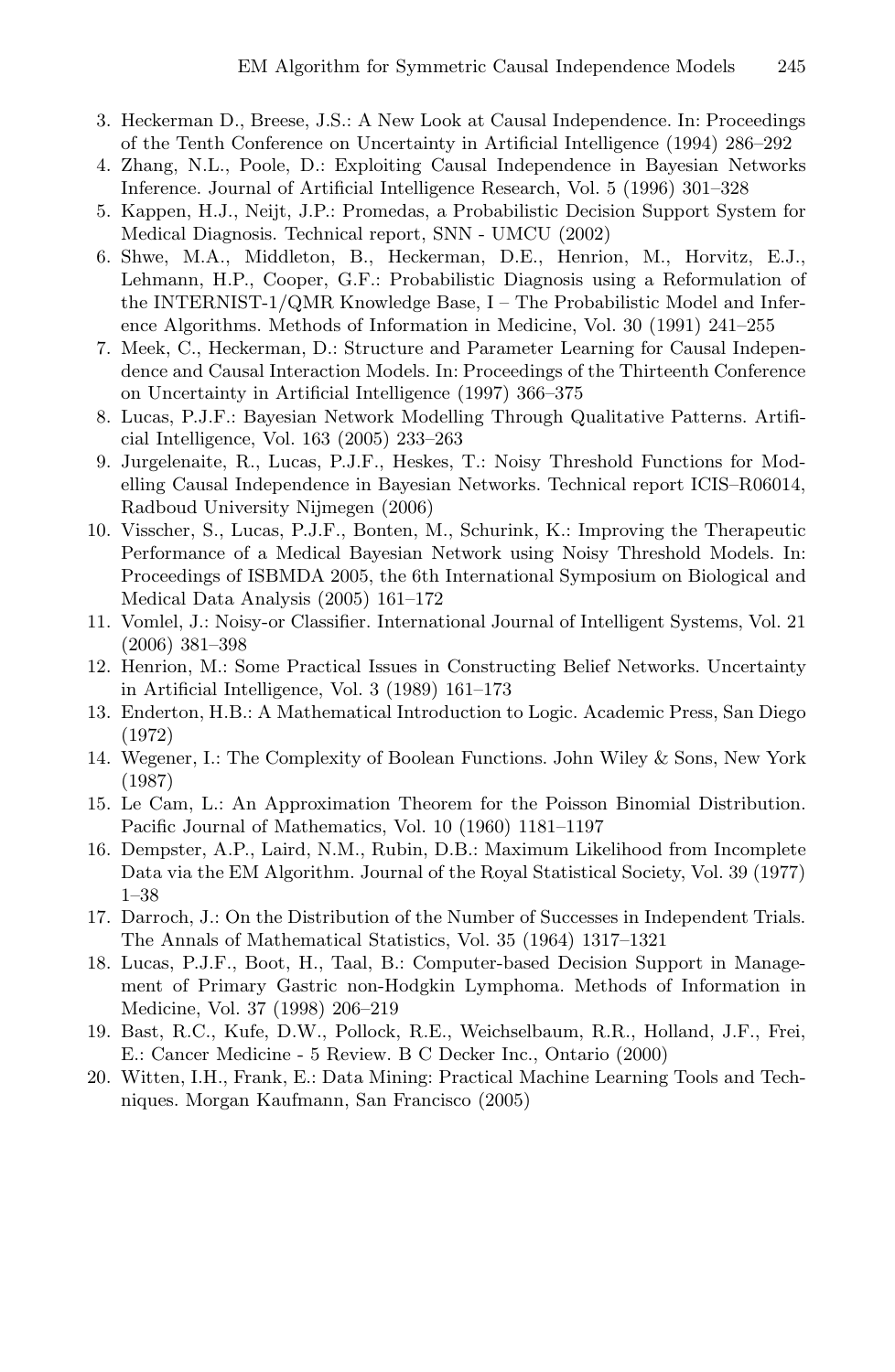3. Heckerman D., Breese, J.S.: A New Look at Causal Independence. In: Proceedings of the Tenth Conference on Uncertainty in Artificial Intelligence (1994) 286–292
4. Zhang, N.L., Poole, D.: Exploiting Causal Independence in Bayesian Networks Inference. Journal of Artificial Intelligence Research, Vol. 5 (1996) 301–328
5. Kappen, H.J., Neijt, J.P.: Promedas, a Probabilistic Decision Support System for Medical Diagnosis. Technical report, SNN - UMCU (2002)
6. Shwe, M.A., Middleton, B., Heckerman, D.E., Henrion, M., Horvitz, E.J., Lehmann, H.P., Cooper, G.F.: Probabilistic Diagnosis using a Reformulation of the INTERNIST-1/QMR Knowledge Base, I – The Probabilistic Model and Inference Algorithms. Methods of Information in Medicine, Vol. 30 (1991) 241–255
7. Meek, C., Heckerman, D.: Structure and Parameter Learning for Causal Independence and Causal Interaction Models. In: Proceedings of the Thirteenth Conference on Uncertainty in Artificial Intelligence (1997) 366–375
8. Lucas, P.J.F.: Bayesian Network Modelling Through Qualitative Patterns. Artificial Intelligence, Vol. 163 (2005) 233–263
9. Jurgelenaite, R., Lucas, P.J.F., Heskes, T.: Noisy Threshold Functions for Modelling Causal Independence in Bayesian Networks. Technical report ICIS–R06014, Radboud University Nijmegen (2006)
10. Visscher, S., Lucas, P.J.F., Bonten, M., Schurink, K.: Improving the Therapeutic Performance of a Medical Bayesian Network using Noisy Threshold Models. In: Proceedings of ISBMDA 2005, the 6th International Symposium on Biological and Medical Data Analysis (2005) 161–172
11. Vomlel, J.: Noisy-or Classifier. International Journal of Intelligent Systems, Vol. 21 (2006) 381–398
12. Henrion, M.: Some Practical Issues in Constructing Belief Networks. Uncertainty in Artificial Intelligence, Vol. 3 (1989) 161–173
13. Enderton, H.B.: A Mathematical Introduction to Logic. Academic Press, San Diego (1972)
14. Wegener, I.: The Complexity of Boolean Functions. John Wiley & Sons, New York (1987)
15. Le Cam, L.: An Approximation Theorem for the Poisson Binomial Distribution. Pacific Journal of Mathematics, Vol. 10 (1960) 1181–1197
16. Dempster, A.P., Laird, N.M., Rubin, D.B.: Maximum Likelihood from Incomplete Data via the EM Algorithm. Journal of the Royal Statistical Society, Vol. 39 (1977) 1–38
17. Darroch, J.: On the Distribution of the Number of Successes in Independent Trials. The Annals of Mathematical Statistics, Vol. 35 (1964) 1317–1321
18. Lucas, P.J.F., Boot, H., Taal, B.: Computer-based Decision Support in Management of Primary Gastric non-Hodgkin Lymphoma. Methods of Information in Medicine, Vol. 37 (1998) 206–219
19. Bast, R.C., Kufe, D.W., Pollock, R.E., Weichselbaum, R.R., Holland, J.F., Frei, E.: Cancer Medicine - 5 Review. B C Decker Inc., Ontario (2000)
20. Witten, I.H., Frank, E.: Data Mining: Practical Machine Learning Tools and Techniques. Morgan Kaufmann, San Francisco (2005)